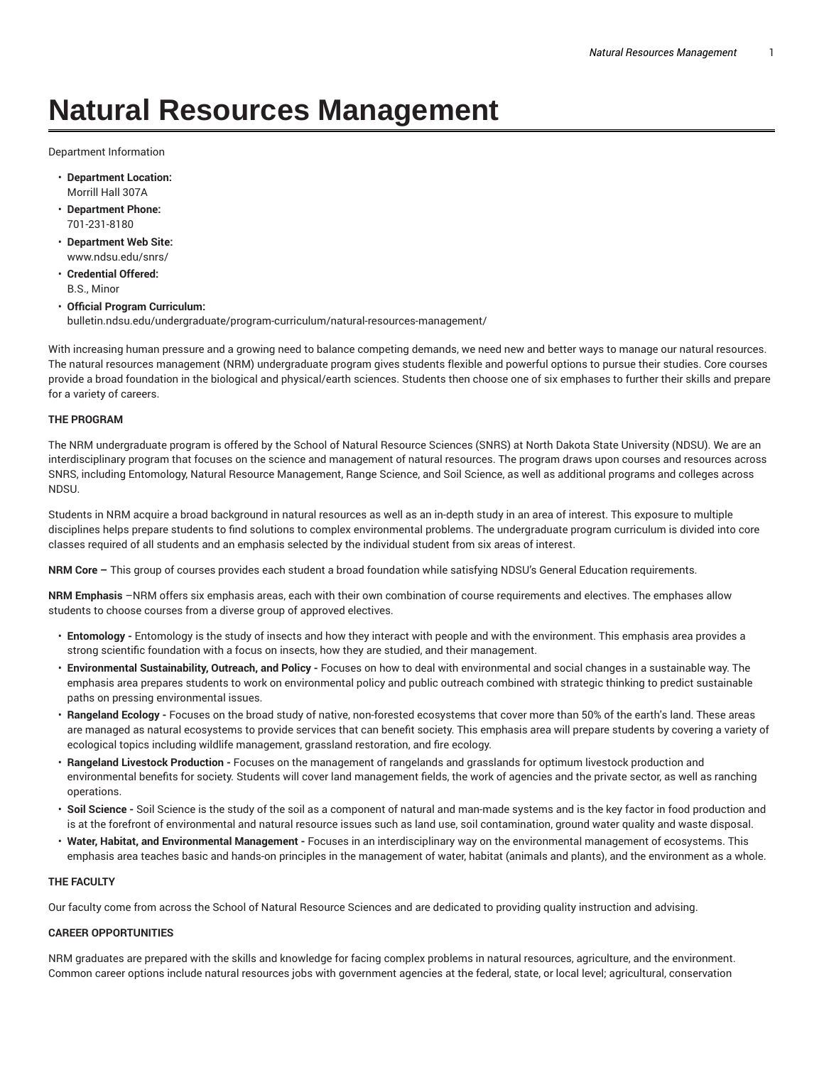# Natural Resources Management

Department Information

- **Department Location:**
  Morrill Hall 307A
- **Department Phone:**
  701-231-8180
- **Department Web Site:**
  www.ndsu.edu/snrs/
- **Credential Offered:**
  B.S., Minor
- **Official Program Curriculum:**
  bulletin.ndsu.edu/undergraduate/program-curriculum/natural-resources-management/

With increasing human pressure and a growing need to balance competing demands, we need new and better ways to manage our natural resources. The natural resources management (NRM) undergraduate program gives students flexible and powerful options to pursue their studies. Core courses provide a broad foundation in the biological and physical/earth sciences. Students then choose one of six emphases to further their skills and prepare for a variety of careers.

**THE PROGRAM**

The NRM undergraduate program is offered by the School of Natural Resource Sciences (SNRS) at North Dakota State University (NDSU). We are an interdisciplinary program that focuses on the science and management of natural resources. The program draws upon courses and resources across SNRS, including Entomology, Natural Resource Management, Range Science, and Soil Science, as well as additional programs and colleges across NDSU.

Students in NRM acquire a broad background in natural resources as well as an in-depth study in an area of interest. This exposure to multiple disciplines helps prepare students to find solutions to complex environmental problems. The undergraduate program curriculum is divided into core classes required of all students and an emphasis selected by the individual student from six areas of interest.

**NRM Core –** This group of courses provides each student a broad foundation while satisfying NDSU's General Education requirements.

**NRM Emphasis** –NRM offers six emphasis areas, each with their own combination of course requirements and electives. The emphases allow students to choose courses from a diverse group of approved electives.

- **Entomology -** Entomology is the study of insects and how they interact with people and with the environment. This emphasis area provides a strong scientific foundation with a focus on insects, how they are studied, and their management.
- **Environmental Sustainability, Outreach, and Policy -** Focuses on how to deal with environmental and social changes in a sustainable way. The emphasis area prepares students to work on environmental policy and public outreach combined with strategic thinking to predict sustainable paths on pressing environmental issues.
- **Rangeland Ecology -** Focuses on the broad study of native, non-forested ecosystems that cover more than 50% of the earth's land. These areas are managed as natural ecosystems to provide services that can benefit society. This emphasis area will prepare students by covering a variety of ecological topics including wildlife management, grassland restoration, and fire ecology.
- **Rangeland Livestock Production -** Focuses on the management of rangelands and grasslands for optimum livestock production and environmental benefits for society. Students will cover land management fields, the work of agencies and the private sector, as well as ranching operations.
- **Soil Science -** Soil Science is the study of the soil as a component of natural and man-made systems and is the key factor in food production and is at the forefront of environmental and natural resource issues such as land use, soil contamination, ground water quality and waste disposal.
- **Water, Habitat, and Environmental Management -** Focuses in an interdisciplinary way on the environmental management of ecosystems. This emphasis area teaches basic and hands-on principles in the management of water, habitat (animals and plants), and the environment as a whole.

**THE FACULTY**

Our faculty come from across the School of Natural Resource Sciences and are dedicated to providing quality instruction and advising.

**CAREER OPPORTUNITIES**

NRM graduates are prepared with the skills and knowledge for facing complex problems in natural resources, agriculture, and the environment. Common career options include natural resources jobs with government agencies at the federal, state, or local level; agricultural, conservation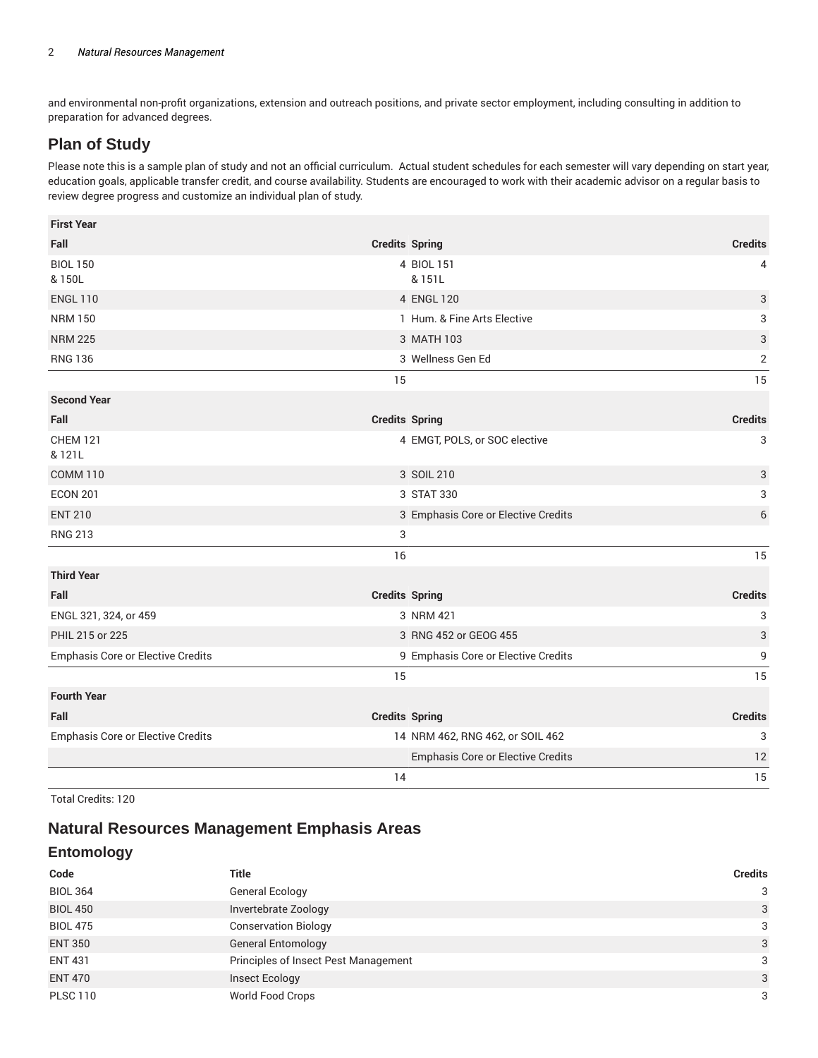and environmental non-profit organizations, extension and outreach positions, and private sector employment, including consulting in addition to preparation for advanced degrees.

## Plan of Study

Please note this is a sample plan of study and not an official curriculum. Actual student schedules for each semester will vary depending on start year, education goals, applicable transfer credit, and course availability. Students are encouraged to work with their academic advisor on a regular basis to review degree progress and customize an individual plan of study.

| First Year | | | |
|---|---|---|---|
| **Fall** | **Credits** | **Spring** | **Credits** |
| BIOL 150 & 150L | 4 | BIOL 151 & 151L | 4 |
| ENGL 110 | 4 | ENGL 120 | 3 |
| NRM 150 | 1 | Hum. & Fine Arts Elective | 3 |
| NRM 225 | 3 | MATH 103 | 3 |
| RNG 136 | 3 | Wellness Gen Ed | 2 |
| | 15 | | 15 |
| **Second Year** | | | |
| **Fall** | **Credits** | **Spring** | **Credits** |
| CHEM 121 & 121L | 4 | EMGT, POLS, or SOC elective | 3 |
| COMM 110 | 3 | SOIL 210 | 3 |
| ECON 201 | 3 | STAT 330 | 3 |
| ENT 210 | 3 | Emphasis Core or Elective Credits | 6 |
| RNG 213 | 3 | | |
| | 16 | | 15 |
| **Third Year** | | | |
| **Fall** | **Credits** | **Spring** | **Credits** |
| ENGL 321, 324, or 459 | 3 | NRM 421 | 3 |
| PHIL 215 or 225 | 3 | RNG 452 or GEOG 455 | 3 |
| Emphasis Core or Elective Credits | 9 | Emphasis Core or Elective Credits | 9 |
| | 15 | | 15 |
| **Fourth Year** | | | |
| **Fall** | **Credits** | **Spring** | **Credits** |
| Emphasis Core or Elective Credits | 14 | NRM 462, RNG 462, or SOIL 462 | 3 |
| | | Emphasis Core or Elective Credits | 12 |
| | 14 | | 15 |

Total Credits: 120

## Natural Resources Management Emphasis Areas

### Entomology

| Code | Title | Credits |
|---|---|---|
| BIOL 364 | General Ecology | 3 |
| BIOL 450 | Invertebrate Zoology | 3 |
| BIOL 475 | Conservation Biology | 3 |
| ENT 350 | General Entomology | 3 |
| ENT 431 | Principles of Insect Pest Management | 3 |
| ENT 470 | Insect Ecology | 3 |
| PLSC 110 | World Food Crops | 3 |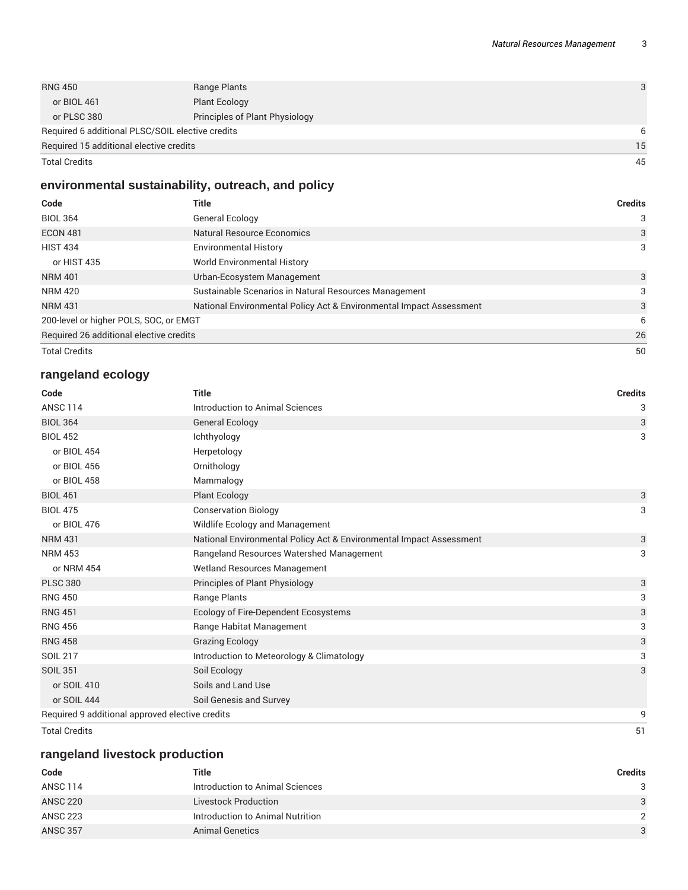| Code | Title | Credits |
| --- | --- | --- |
| RNG 450 | Range Plants | 3 |
| or BIOL 461 | Plant Ecology | |
| or PLSC 380 | Principles of Plant Physiology | |
| Required 6 additional PLSC/SOIL elective credits | | 6 |
| Required 15 additional elective credits | | 15 |
| Total Credits | | 45 |

## environmental sustainability, outreach, and policy

| Code | Title | Credits |
| --- | --- | --- |
| BIOL 364 | General Ecology | 3 |
| ECON 481 | Natural Resource Economics | 3 |
| HIST 434 | Environmental History | 3 |
| or HIST 435 | World Environmental History | |
| NRM 401 | Urban-Ecosystem Management | 3 |
| NRM 420 | Sustainable Scenarios in Natural Resources Management | 3 |
| NRM 431 | National Environmental Policy Act & Environmental Impact Assessment | 3 |
| 200-level or higher POLS, SOC, or EMGT | | 6 |
| Required 26 additional elective credits | | 26 |
| Total Credits | | 50 |

## rangeland ecology

| Code | Title | Credits |
| --- | --- | --- |
| ANSC 114 | Introduction to Animal Sciences | 3 |
| BIOL 364 | General Ecology | 3 |
| BIOL 452 | Ichthyology | 3 |
| or BIOL 454 | Herpetology | |
| or BIOL 456 | Ornithology | |
| or BIOL 458 | Mammalogy | |
| BIOL 461 | Plant Ecology | 3 |
| BIOL 475 | Conservation Biology | 3 |
| or BIOL 476 | Wildlife Ecology and Management | |
| NRM 431 | National Environmental Policy Act & Environmental Impact Assessment | 3 |
| NRM 453 | Rangeland Resources Watershed Management | 3 |
| or NRM 454 | Wetland Resources Management | |
| PLSC 380 | Principles of Plant Physiology | 3 |
| RNG 450 | Range Plants | 3 |
| RNG 451 | Ecology of Fire-Dependent Ecosystems | 3 |
| RNG 456 | Range Habitat Management | 3 |
| RNG 458 | Grazing Ecology | 3 |
| SOIL 217 | Introduction to Meteorology & Climatology | 3 |
| SOIL 351 | Soil Ecology | 3 |
| or SOIL 410 | Soils and Land Use | |
| or SOIL 444 | Soil Genesis and Survey | |
| Required 9 additional approved elective credits | | 9 |
| Total Credits | | 51 |

## rangeland livestock production

| Code | Title | Credits |
| --- | --- | --- |
| ANSC 114 | Introduction to Animal Sciences | 3 |
| ANSC 220 | Livestock Production | 3 |
| ANSC 223 | Introduction to Animal Nutrition | 2 |
| ANSC 357 | Animal Genetics | 3 |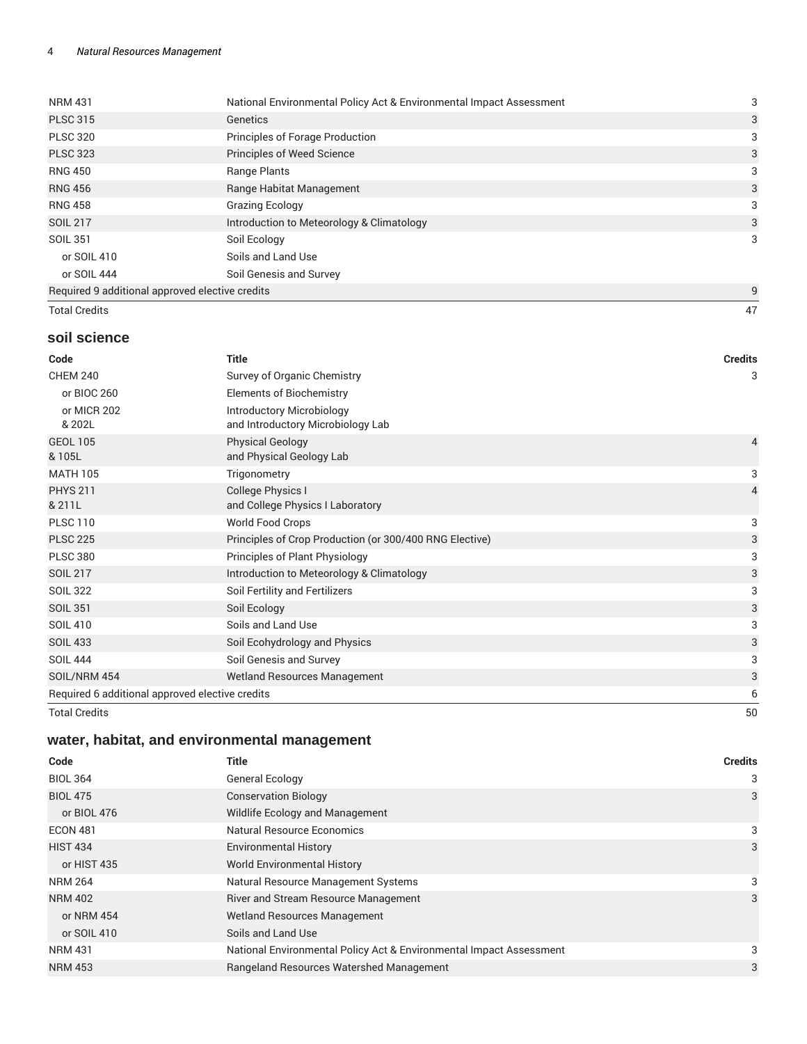| | | |
|---|---|---|
| NRM 431 | National Environmental Policy Act & Environmental Impact Assessment | 3 |
| PLSC 315 | Genetics | 3 |
| PLSC 320 | Principles of Forage Production | 3 |
| PLSC 323 | Principles of Weed Science | 3 |
| RNG 450 | Range Plants | 3 |
| RNG 456 | Range Habitat Management | 3 |
| RNG 458 | Grazing Ecology | 3 |
| SOIL 217 | Introduction to Meteorology & Climatology | 3 |
| SOIL 351 | Soil Ecology | 3 |
| or SOIL 410 | Soils and Land Use | |
| or SOIL 444 | Soil Genesis and Survey | |
| Required 9 additional approved elective credits | | 9 |
| Total Credits | | 47 |

### soil science

| Code | Title | Credits |
|---|---|---|
| CHEM 240 | Survey of Organic Chemistry | 3 |
| or BIOC 260 | Elements of Biochemistry | |
| or MICR 202 & 202L | Introductory Microbiology and Introductory Microbiology Lab | |
| GEOL 105 & 105L | Physical Geology and Physical Geology Lab | 4 |
| MATH 105 | Trigonometry | 3 |
| PHYS 211 & 211L | College Physics I and College Physics I Laboratory | 4 |
| PLSC 110 | World Food Crops | 3 |
| PLSC 225 | Principles of Crop Production (or 300/400 RNG Elective) | 3 |
| PLSC 380 | Principles of Plant Physiology | 3 |
| SOIL 217 | Introduction to Meteorology & Climatology | 3 |
| SOIL 322 | Soil Fertility and Fertilizers | 3 |
| SOIL 351 | Soil Ecology | 3 |
| SOIL 410 | Soils and Land Use | 3 |
| SOIL 433 | Soil Ecohydrology and Physics | 3 |
| SOIL 444 | Soil Genesis and Survey | 3 |
| SOIL/NRM 454 | Wetland Resources Management | 3 |
| Required 6 additional approved elective credits | | 6 |
| Total Credits | | 50 |

### water, habitat, and environmental management

| Code | Title | Credits |
|---|---|---|
| BIOL 364 | General Ecology | 3 |
| BIOL 475 | Conservation Biology | 3 |
| or BIOL 476 | Wildlife Ecology and Management | |
| ECON 481 | Natural Resource Economics | 3 |
| HIST 434 | Environmental History | 3 |
| or HIST 435 | World Environmental History | |
| NRM 264 | Natural Resource Management Systems | 3 |
| NRM 402 | River and Stream Resource Management | 3 |
| or NRM 454 | Wetland Resources Management | |
| or SOIL 410 | Soils and Land Use | |
| NRM 431 | National Environmental Policy Act & Environmental Impact Assessment | 3 |
| NRM 453 | Rangeland Resources Watershed Management | 3 |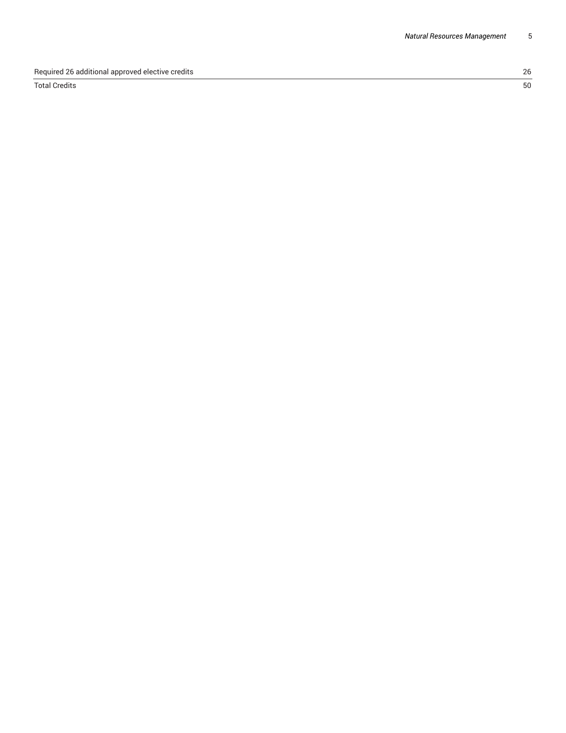| | |
|---|---|
| Required 26 additional approved elective credits | 26 |
| Total Credits | 50 |